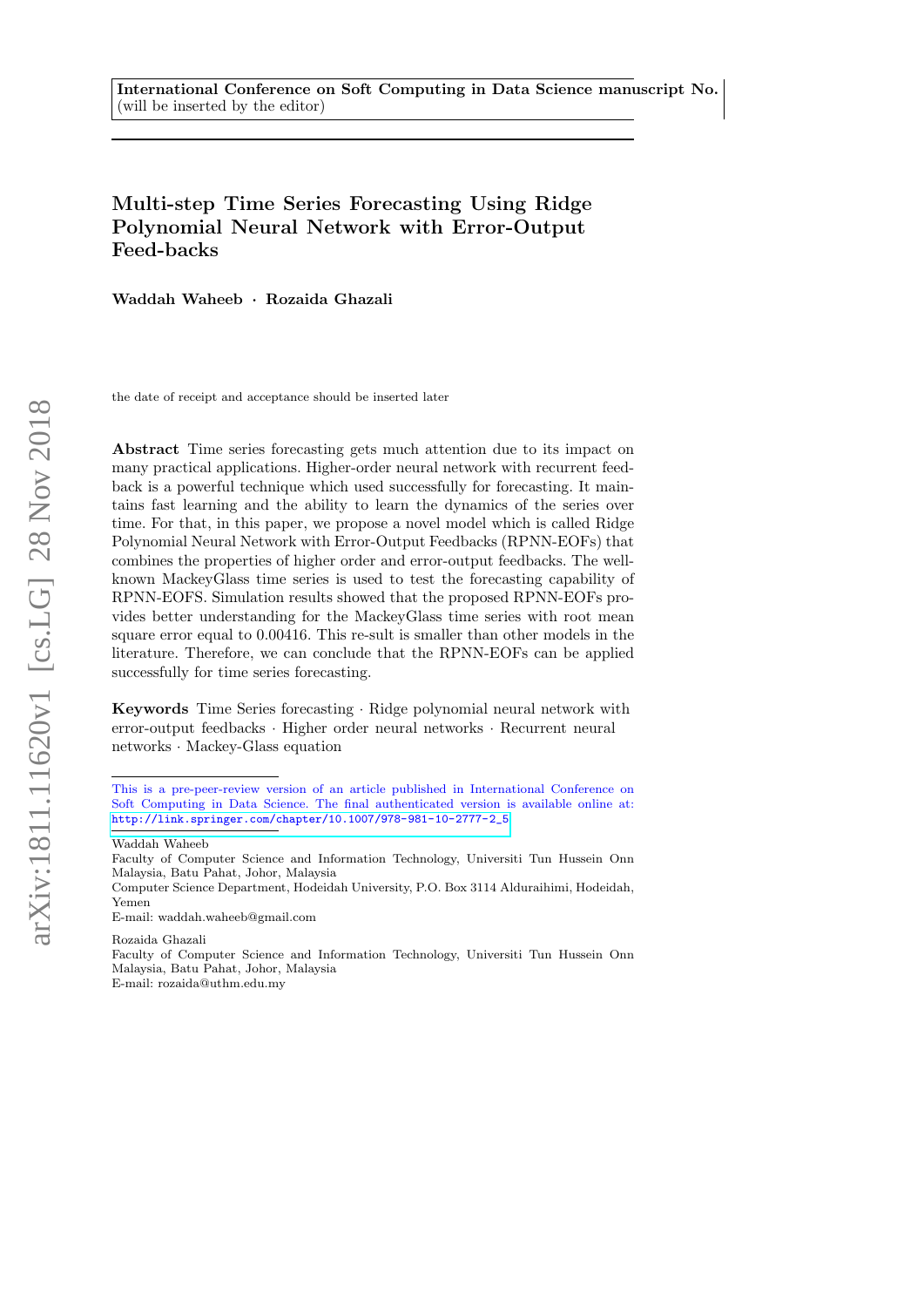**International Conference on Soft Computing in Data Science manuscript No.**
(will be inserted by the editor)

# Multi-step Time Series Forecasting Using Ridge Polynomial Neural Network with Error-Output Feed-backs

**Waddah Waheeb · Rozaida Ghazali**

the date of receipt and acceptance should be inserted later

**Abstract** Time series forecasting gets much attention due to its impact on many practical applications. Higher-order neural network with recurrent feedback is a powerful technique which used successfully for forecasting. It maintains fast learning and the ability to learn the dynamics of the series over time. For that, in this paper, we propose a novel model which is called Ridge Polynomial Neural Network with Error-Output Feedbacks (RPNN-EOFs) that combines the properties of higher order and error-output feedbacks. The well-known MackeyGlass time series is used to test the forecasting capability of RPNN-EOFS. Simulation results showed that the proposed RPNN-EOFs provides better understanding for the MackeyGlass time series with root mean square error equal to 0.00416. This re-sult is smaller than other models in the literature. Therefore, we can conclude that the RPNN-EOFs can be applied successfully for time series forecasting.

**Keywords** Time Series forecasting · Ridge polynomial neural network with error-output feedbacks · Higher order neural networks · Recurrent neural networks · Mackey-Glass equation

---

This is a pre-peer-review version of an article published in International Conference on Soft Computing in Data Science. The final authenticated version is available online at: http://link.springer.com/chapter/10.1007/978-981-10-2777-2_5

Waddah Waheeb
Faculty of Computer Science and Information Technology, Universiti Tun Hussein Onn Malaysia, Batu Pahat, Johor, Malaysia
Computer Science Department, Hodeidah University, P.O. Box 3114 Alduraihimi, Hodeidah, Yemen
E-mail: waddah.waheeb@gmail.com

Rozaida Ghazali
Faculty of Computer Science and Information Technology, Universiti Tun Hussein Onn Malaysia, Batu Pahat, Johor, Malaysia
E-mail: rozaida@uthm.edu.my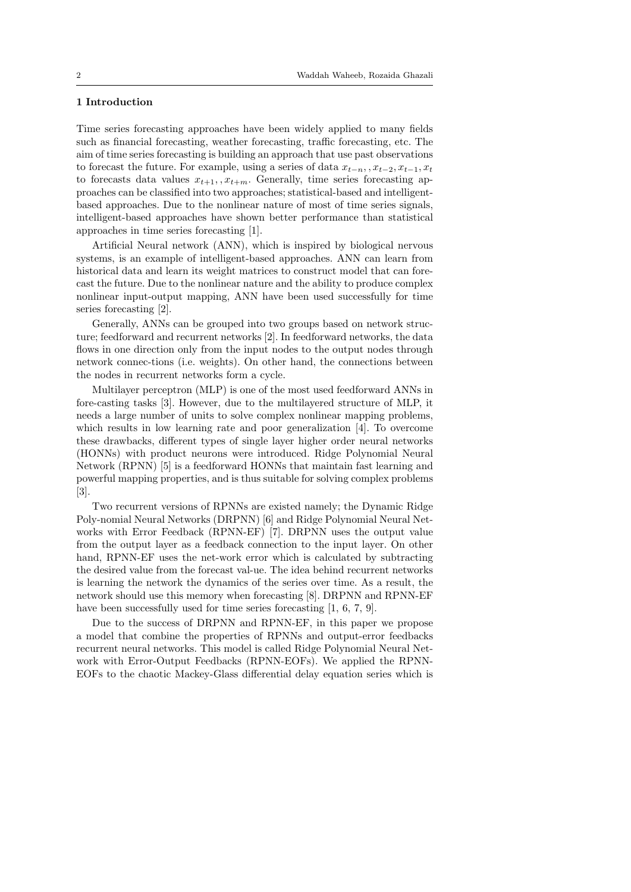## 1 Introduction

Time series forecasting approaches have been widely applied to many fields such as financial forecasting, weather forecasting, traffic forecasting, etc. The aim of time series forecasting is building an approach that use past observations to forecast the future. For example, using a series of data $x_{t-n}, , x_{t-2}, x_{t-1}, x_t$ to forecasts data values $x_{t+1}, , x_{t+m}$. Generally, time series forecasting approaches can be classified into two approaches; statistical-based and intelligent-based approaches. Due to the nonlinear nature of most of time series signals, intelligent-based approaches have shown better performance than statistical approaches in time series forecasting [1].

Artificial Neural network (ANN), which is inspired by biological nervous systems, is an example of intelligent-based approaches. ANN can learn from historical data and learn its weight matrices to construct model that can forecast the future. Due to the nonlinear nature and the ability to produce complex nonlinear input-output mapping, ANN have been used successfully for time series forecasting [2].

Generally, ANNs can be grouped into two groups based on network structure; feedforward and recurrent networks [2]. In feedforward networks, the data flows in one direction only from the input nodes to the output nodes through network connec-tions (i.e. weights). On other hand, the connections between the nodes in recurrent networks form a cycle.

Multilayer perceptron (MLP) is one of the most used feedforward ANNs in fore-casting tasks [3]. However, due to the multilayered structure of MLP, it needs a large number of units to solve complex nonlinear mapping problems, which results in low learning rate and poor generalization [4]. To overcome these drawbacks, different types of single layer higher order neural networks (HONNs) with product neurons were introduced. Ridge Polynomial Neural Network (RPNN) [5] is a feedforward HONNs that maintain fast learning and powerful mapping properties, and is thus suitable for solving complex problems [3].

Two recurrent versions of RPNNs are existed namely; the Dynamic Ridge Poly-nomial Neural Networks (DRPNN) [6] and Ridge Polynomial Neural Networks with Error Feedback (RPNN-EF) [7]. DRPNN uses the output value from the output layer as a feedback connection to the input layer. On other hand, RPNN-EF uses the net-work error which is calculated by subtracting the desired value from the forecast val-ue. The idea behind recurrent networks is learning the network the dynamics of the series over time. As a result, the network should use this memory when forecasting [8]. DRPNN and RPNN-EF have been successfully used for time series forecasting [1, 6, 7, 9].

Due to the success of DRPNN and RPNN-EF, in this paper we propose a model that combine the properties of RPNNs and output-error feedbacks recurrent neural networks. This model is called Ridge Polynomial Neural Network with Error-Output Feedbacks (RPNN-EOFs). We applied the RPNN-EOFs to the chaotic Mackey-Glass differential delay equation series which is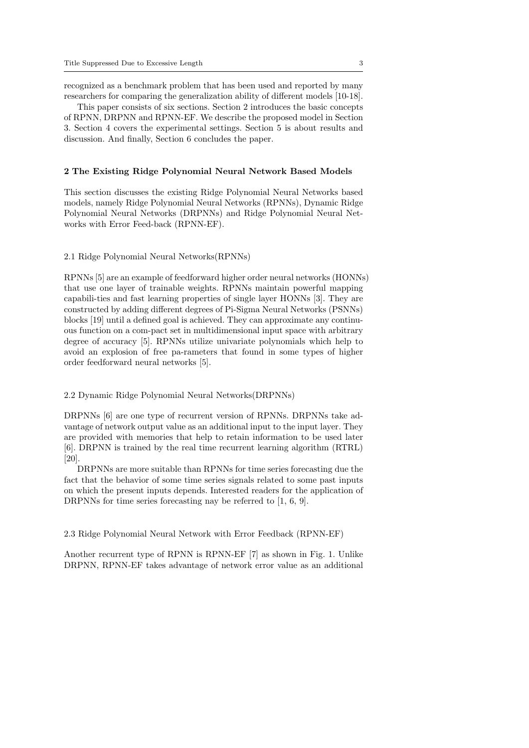recognized as a benchmark problem that has been used and reported by many researchers for comparing the generalization ability of different models [10-18].

This paper consists of six sections. Section 2 introduces the basic concepts of RPNN, DRPNN and RPNN-EF. We describe the proposed model in Section 3. Section 4 covers the experimental settings. Section 5 is about results and discussion. And finally, Section 6 concludes the paper.

## 2 The Existing Ridge Polynomial Neural Network Based Models

This section discusses the existing Ridge Polynomial Neural Networks based models, namely Ridge Polynomial Neural Networks (RPNNs), Dynamic Ridge Polynomial Neural Networks (DRPNNs) and Ridge Polynomial Neural Networks with Error Feed-back (RPNN-EF).

### 2.1 Ridge Polynomial Neural Networks(RPNNs)

RPNNs [5] are an example of feedforward higher order neural networks (HONNs) that use one layer of trainable weights. RPNNs maintain powerful mapping capabili-ties and fast learning properties of single layer HONNs [3]. They are constructed by adding different degrees of Pi-Sigma Neural Networks (PSNNs) blocks [19] until a defined goal is achieved. They can approximate any continuous function on a com-pact set in multidimensional input space with arbitrary degree of accuracy [5]. RPNNs utilize univariate polynomials which help to avoid an explosion of free pa-rameters that found in some types of higher order feedforward neural networks [5].

### 2.2 Dynamic Ridge Polynomial Neural Networks(DRPNNs)

DRPNNs [6] are one type of recurrent version of RPNNs. DRPNNs take advantage of network output value as an additional input to the input layer. They are provided with memories that help to retain information to be used later [6]. DRPNN is trained by the real time recurrent learning algorithm (RTRL) [20].

DRPNNs are more suitable than RPNNs for time series forecasting due the fact that the behavior of some time series signals related to some past inputs on which the present inputs depends. Interested readers for the application of DRPNNs for time series forecasting nay be referred to [1, 6, 9].

### 2.3 Ridge Polynomial Neural Network with Error Feedback (RPNN-EF)

Another recurrent type of RPNN is RPNN-EF [7] as shown in Fig. 1. Unlike DRPNN, RPNN-EF takes advantage of network error value as an additional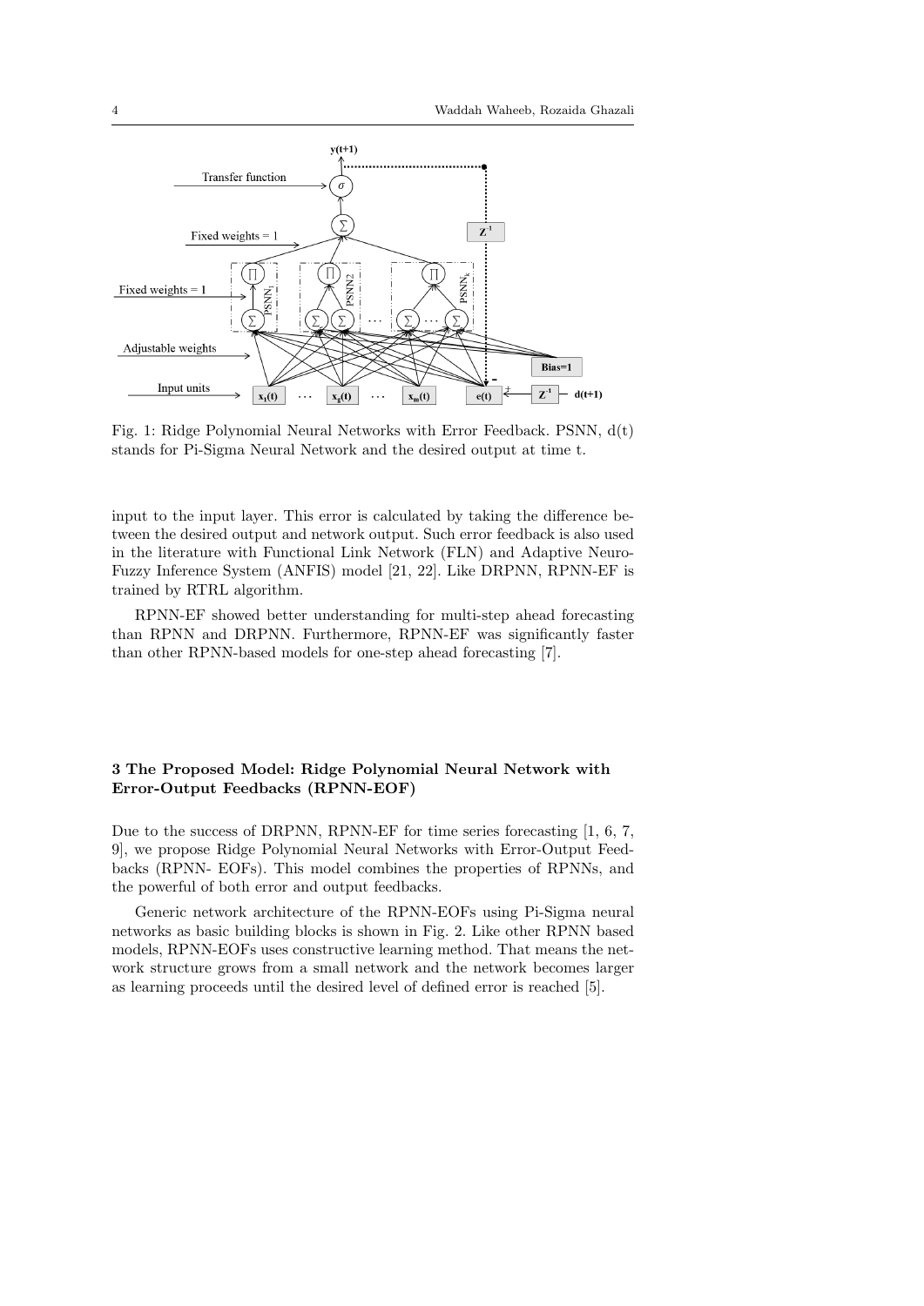Fig. 1: Ridge Polynomial Neural Networks with Error Feedback. PSNN, d(t) stands for Pi-Sigma Neural Network and the desired output at time t.

input to the input layer. This error is calculated by taking the difference between the desired output and network output. Such error feedback is also used in the literature with Functional Link Network (FLN) and Adaptive Neuro-Fuzzy Inference System (ANFIS) model [21, 22]. Like DRPNN, RPNN-EF is trained by RTRL algorithm.

RPNN-EF showed better understanding for multi-step ahead forecasting than RPNN and DRPNN. Furthermore, RPNN-EF was significantly faster than other RPNN-based models for one-step ahead forecasting [7].

## 3 The Proposed Model: Ridge Polynomial Neural Network with Error-Output Feedbacks (RPNN-EOF)

Due to the success of DRPNN, RPNN-EF for time series forecasting [1, 6, 7, 9], we propose Ridge Polynomial Neural Networks with Error-Output Feedbacks (RPNN- EOFs). This model combines the properties of RPNNs, and the powerful of both error and output feedbacks.

Generic network architecture of the RPNN-EOFs using Pi-Sigma neural networks as basic building blocks is shown in Fig. 2. Like other RPNN based models, RPNN-EOFs uses constructive learning method. That means the network structure grows from a small network and the network becomes larger as learning proceeds until the desired level of defined error is reached [5].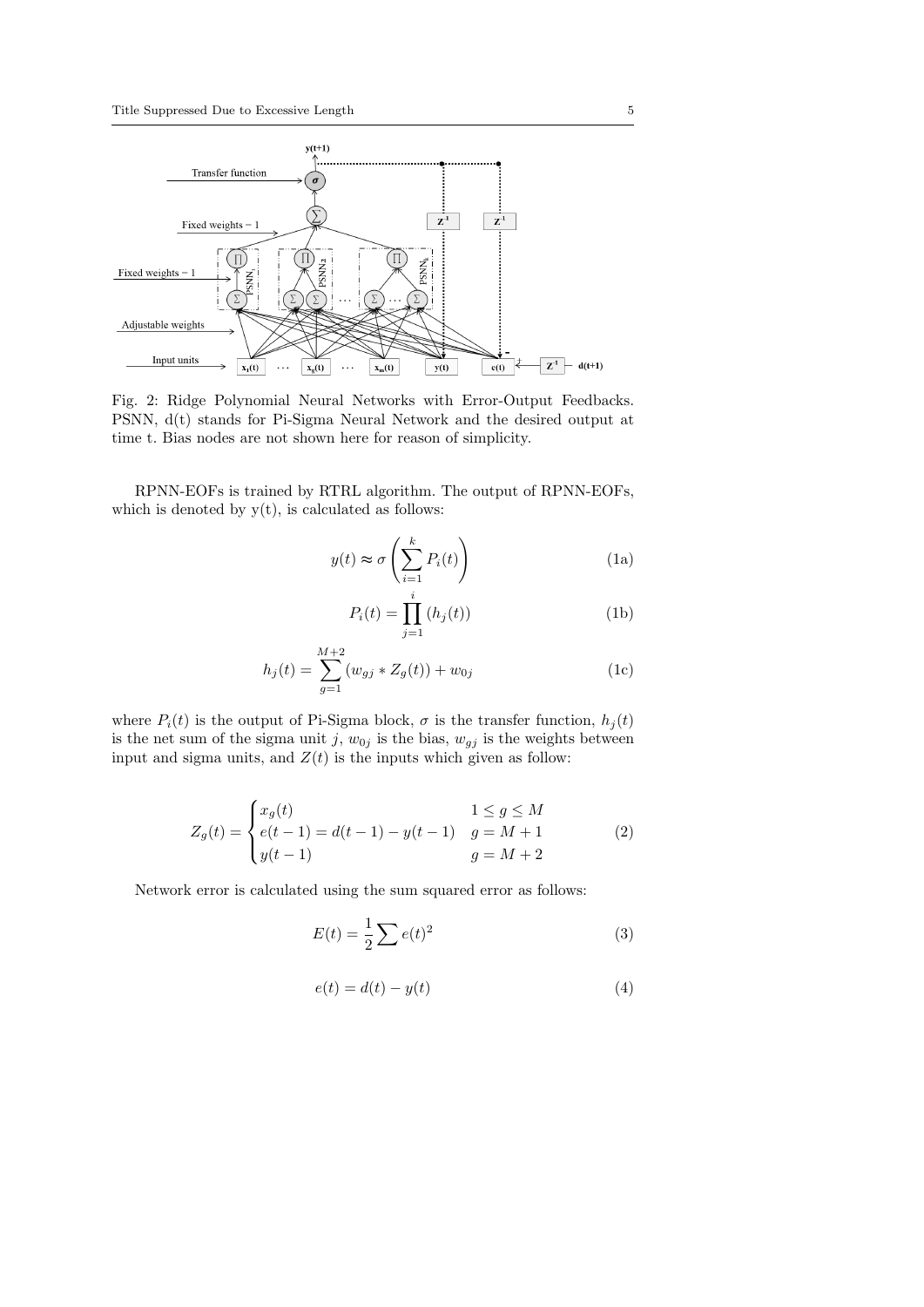Fig. 2: Ridge Polynomial Neural Networks with Error-Output Feedbacks. PSNN, d(t) stands for Pi-Sigma Neural Network and the desired output at time t. Bias nodes are not shown here for reason of simplicity.

RPNN-EOFs is trained by RTRL algorithm. The output of RPNN-EOFs, which is denoted by y(t), is calculated as follows:

$$y(t) \approx \sigma\left(\sum_{i=1}^{k} P_i(t)\right) \tag{1a}$$

$$P_i(t) = \prod_{j=1}^{i} (h_j(t)) \tag{1b}$$

$$h_j(t) = \sum_{g=1}^{M+2} (w_{gj} * Z_g(t)) + w_{0j} \tag{1c}$$

where $P_i(t)$ is the output of Pi-Sigma block, $\sigma$ is the transfer function, $h_j(t)$ is the net sum of the sigma unit $j$, $w_{0j}$ is the bias, $w_{gj}$ is the weights between input and sigma units, and $Z(t)$ is the inputs which given as follow:

$$Z_g(t) = \begin{cases} x_g(t) & 1 \leq g \leq M \\ e(t-1) = d(t-1) - y(t-1) & g = M+1 \\ y(t-1) & g = M+2 \end{cases} \tag{2}$$

Network error is calculated using the sum squared error as follows:

$$E(t) = \frac{1}{2} \sum e(t)^2 \tag{3}$$

$$e(t) = d(t) - y(t) \tag{4}$$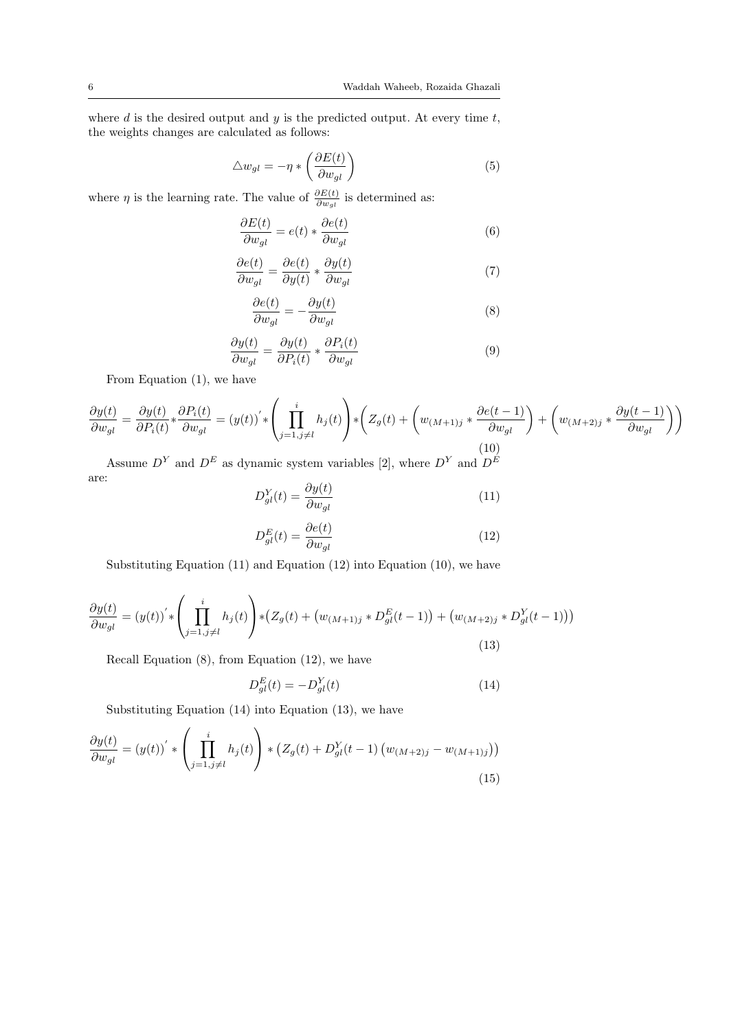where $d$ is the desired output and $y$ is the predicted output. At every time $t$, the weights changes are calculated as follows:

$$\triangle w_{gl} = -\eta * \left( \frac{\partial E(t)}{\partial w_{gl}} \right) \tag{5}$$

where $\eta$ is the learning rate. The value of $\frac{\partial E(t)}{\partial w_{gl}}$ is determined as:

$$\frac{\partial E(t)}{\partial w_{gl}} = e(t) * \frac{\partial e(t)}{\partial w_{gl}} \tag{6}$$

$$\frac{\partial e(t)}{\partial w_{gl}} = \frac{\partial e(t)}{\partial y(t)} * \frac{\partial y(t)}{\partial w_{gl}} \tag{7}$$

$$\frac{\partial e(t)}{\partial w_{gl}} = -\frac{\partial y(t)}{\partial w_{gl}} \tag{8}$$

$$\frac{\partial y(t)}{\partial w_{gl}} = \frac{\partial y(t)}{\partial P_i(t)} * \frac{\partial P_i(t)}{\partial w_{gl}} \tag{9}$$

From Equation (1), we have

$$\frac{\partial y(t)}{\partial w_{gl}} = \frac{\partial y(t)}{\partial P_i(t)} * \frac{\partial P_i(t)}{\partial w_{gl}} = (y(t))^{'} * \left( \prod_{j=1, j \neq l}^{i} h_j(t) \right) * \left( Z_g(t) + \left( w_{(M+1)j} * \frac{\partial e(t-1)}{\partial w_{gl}} \right) + \left( w_{(M+2)j} * \frac{\partial y(t-1)}{\partial w_{gl}} \right) \right) \tag{10}$$

Assume $D^Y$ and $D^E$ as dynamic system variables [2], where $D^Y$ and $D^E$ are:

$$D^Y_{gl}(t) = \frac{\partial y(t)}{\partial w_{gl}} \tag{11}$$

$$D^E_{gl}(t) = \frac{\partial e(t)}{\partial w_{gl}} \tag{12}$$

Substituting Equation (11) and Equation (12) into Equation (10), we have

$$\frac{\partial y(t)}{\partial w_{gl}} = (y(t))^{'} * \left( \prod_{j=1, j \neq l}^{i} h_j(t) \right) * \left( Z_g(t) + \left( w_{(M+1)j} * D^E_{gl}(t-1) \right) + \left( w_{(M+2)j} * D^Y_{gl}(t-1) \right) \right) \tag{13}$$

Recall Equation (8), from Equation (12), we have

$$D^E_{gl}(t) = -D^Y_{gl}(t) \tag{14}$$

Substituting Equation (14) into Equation (13), we have

$$\frac{\partial y(t)}{\partial w_{gl}} = (y(t))^{'} * \left( \prod_{j=1, j \neq l}^{i} h_j(t) \right) * \left( Z_g(t) + D^Y_{gl}(t-1) \left( w_{(M+2)j} - w_{(M+1)j} \right) \right) \tag{15}$$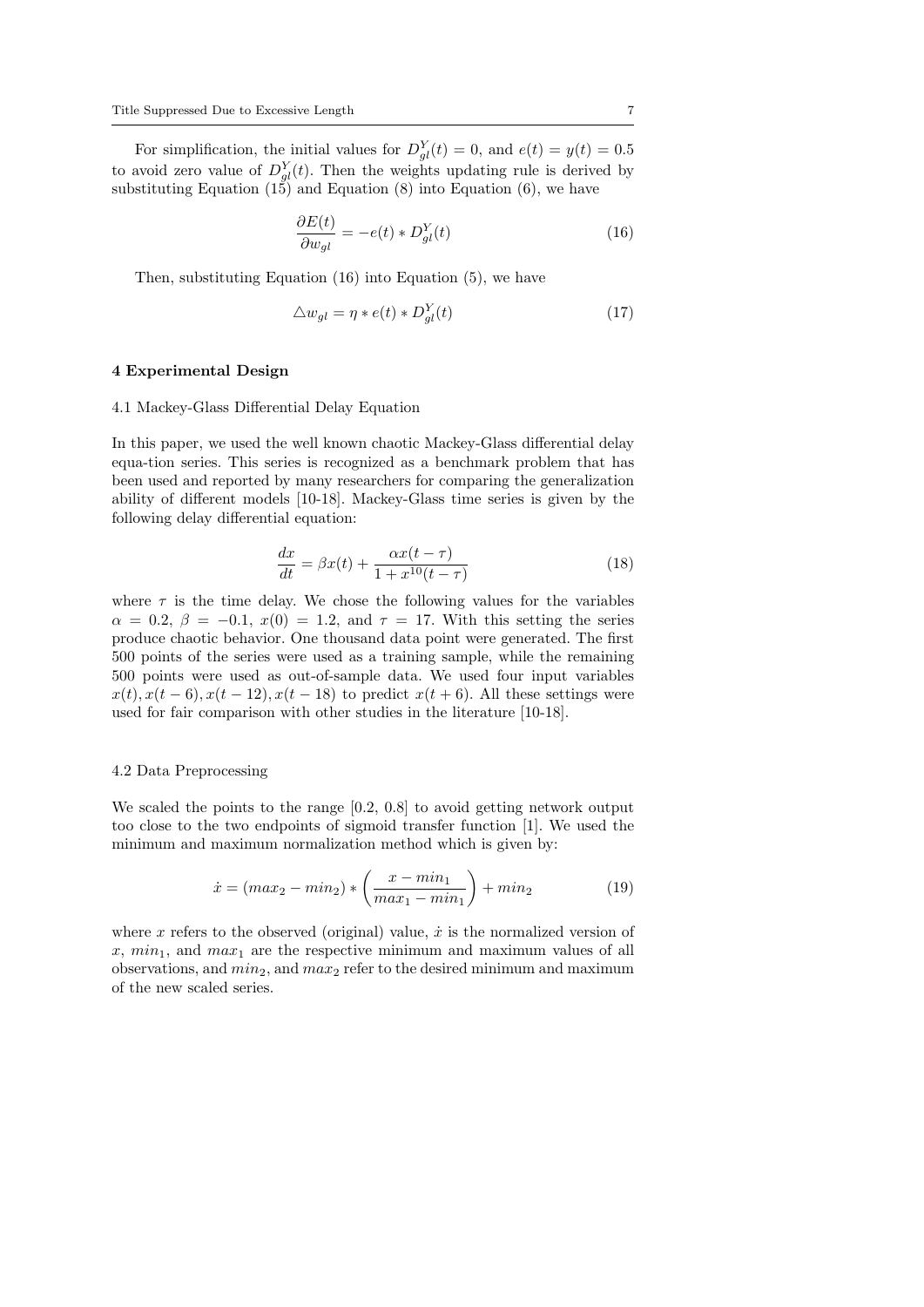For simplification, the initial values for $D_{gl}^{Y}(t) = 0$, and $e(t) = y(t) = 0.5$ to avoid zero value of $D_{gl}^{Y}(t)$. Then the weights updating rule is derived by substituting Equation (15) and Equation (8) into Equation (6), we have

$$\frac{\partial E(t)}{\partial w_{gl}} = -e(t) * D_{gl}^{Y}(t) \tag{16}$$

Then, substituting Equation (16) into Equation (5), we have

$$\triangle w_{gl} = \eta * e(t) * D_{gl}^{Y}(t) \tag{17}$$

## 4 Experimental Design

### 4.1 Mackey-Glass Differential Delay Equation

In this paper, we used the well known chaotic Mackey-Glass differential delay equa-tion series. This series is recognized as a benchmark problem that has been used and reported by many researchers for comparing the generalization ability of different models [10-18]. Mackey-Glass time series is given by the following delay differential equation:

$$\frac{dx}{dt} = \beta x(t) + \frac{\alpha x(t-\tau)}{1 + x^{10}(t-\tau)} \tag{18}$$

where $\tau$ is the time delay. We chose the following values for the variables $\alpha = 0.2$, $\beta = -0.1$, $x(0) = 1.2$, and $\tau = 17$. With this setting the series produce chaotic behavior. One thousand data point were generated. The first 500 points of the series were used as a training sample, while the remaining 500 points were used as out-of-sample data. We used four input variables $x(t), x(t-6), x(t-12), x(t-18)$ to predict $x(t+6)$. All these settings were used for fair comparison with other studies in the literature [10-18].

### 4.2 Data Preprocessing

We scaled the points to the range [0.2, 0.8] to avoid getting network output too close to the two endpoints of sigmoid transfer function [1]. We used the minimum and maximum normalization method which is given by:

$$\dot{x} = (max_2 - min_2) * \left(\frac{x - min_1}{max_1 - min_1}\right) + min_2 \tag{19}$$

where $x$ refers to the observed (original) value, $\dot{x}$ is the normalized version of $x$, $min_1$, and $max_1$ are the respective minimum and maximum values of all observations, and $min_2$, and $max_2$ refer to the desired minimum and maximum of the new scaled series.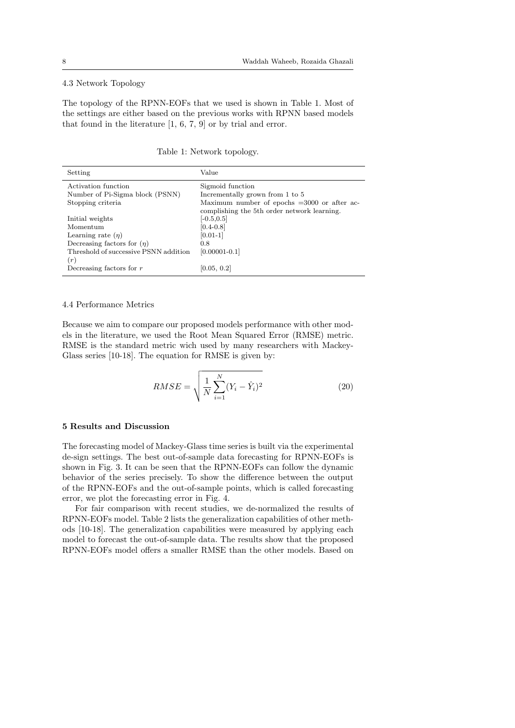### 4.3 Network Topology

The topology of the RPNN-EOFs that we used is shown in Table 1. Most of the settings are either based on the previous works with RPNN based models that found in the literature [1, 6, 7, 9] or by trial and error.

Table 1: Network topology.

| Setting | Value |
| --- | --- |
| Activation function | Sigmoid function |
| Number of Pi-Sigma block (PSNN) | Incrementally grown from 1 to 5 |
| Stopping criteria | Maximum number of epochs =3000 or after accomplishing the 5th order network learning. |
| Initial weights | [-0.5,0.5] |
| Momentum | [0.4-0.8] |
| Learning rate ($\eta$) | [0.01-1] |
| Decreasing factors for ($\eta$) | 0.8 |
| Threshold of successive PSNN addition ($r$) | [0.00001-0.1] |
| Decreasing factors for $r$ | [0.05, 0.2] |

### 4.4 Performance Metrics

Because we aim to compare our proposed models performance with other models in the literature, we used the Root Mean Squared Error (RMSE) metric. RMSE is the standard metric wich used by many researchers with Mackey-Glass series [10-18]. The equation for RMSE is given by:

$$RMSE = \sqrt{\frac{1}{N}\sum_{i=1}^{N}(Y_i - \hat{Y}_i)^2} \tag{20}$$

## 5 Results and Discussion

The forecasting model of Mackey-Glass time series is built via the experimental de-sign settings. The best out-of-sample data forecasting for RPNN-EOFs is shown in Fig. 3. It can be seen that the RPNN-EOFs can follow the dynamic behavior of the series precisely. To show the difference between the output of the RPNN-EOFs and the out-of-sample points, which is called forecasting error, we plot the forecasting error in Fig. 4.

For fair comparison with recent studies, we de-normalized the results of RPNN-EOFs model. Table 2 lists the generalization capabilities of other methods [10-18]. The generalization capabilities were measured by applying each model to forecast the out-of-sample data. The results show that the proposed RPNN-EOFs model offers a smaller RMSE than the other models. Based on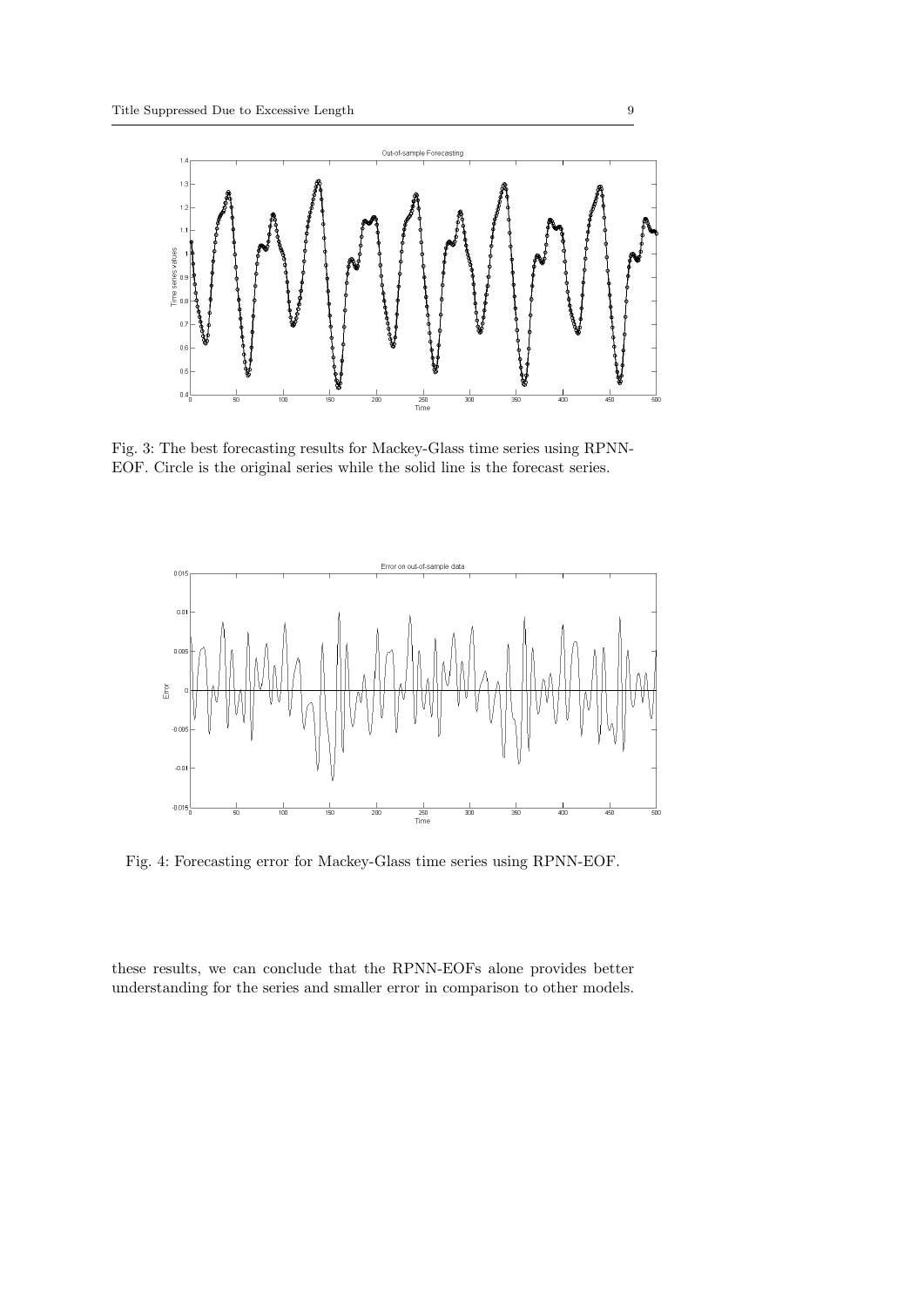Fig. 3: The best forecasting results for Mackey-Glass time series using RPNN-EOF. Circle is the original series while the solid line is the forecast series.

Fig. 4: Forecasting error for Mackey-Glass time series using RPNN-EOF.

these results, we can conclude that the RPNN-EOFs alone provides better understanding for the series and smaller error in comparison to other models.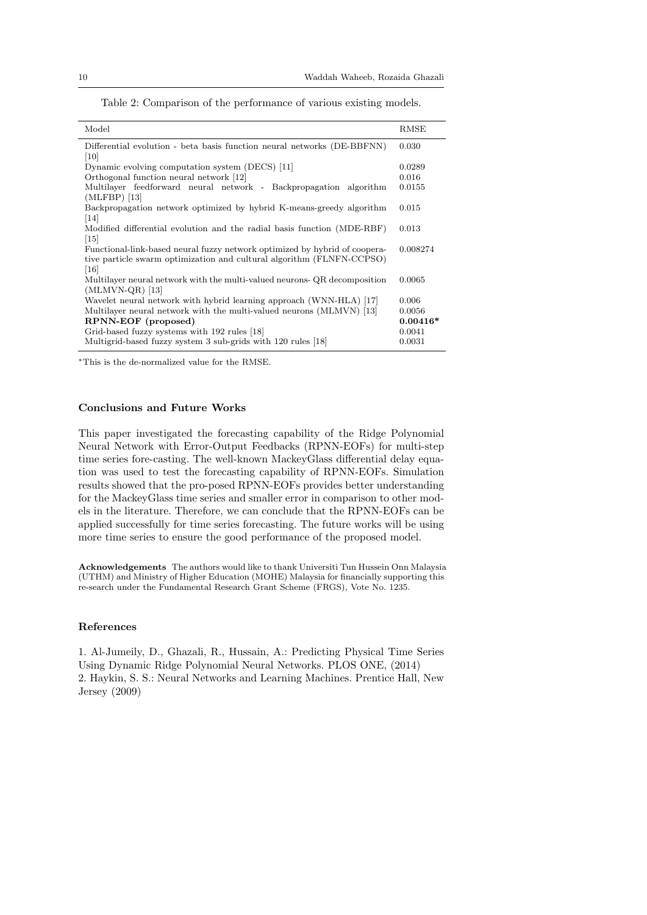Table 2: Comparison of the performance of various existing models.

| Model | RMSE |
|---|---|
| Differential evolution - beta basis function neural networks (DE-BBFNN) [10] | 0.030 |
| Dynamic evolving computation system (DECS) [11] | 0.0289 |
| Orthogonal function neural network [12] | 0.016 |
| Multilayer feedforward neural network - Backpropagation algorithm (MLFBP) [13] | 0.0155 |
| Backpropagation network optimized by hybrid K-means-greedy algorithm [14] | 0.015 |
| Modified differential evolution and the radial basis function (MDE-RBF) [15] | 0.013 |
| Functional-link-based neural fuzzy network optimized by hybrid of cooperative particle swarm optimization and cultural algorithm (FLNFN-CCPSO) [16] | 0.008274 |
| Multilayer neural network with the multi-valued neurons- QR decomposition (MLMVN-QR) [13] | 0.0065 |
| Wavelet neural network with hybrid learning approach (WNN-HLA) [17] | 0.006 |
| Multilayer neural network with the multi-valued neurons (MLMVN) [13] | 0.0056 |
| **RPNN-EOF (proposed)** | **0.00416*** |
| Grid-based fuzzy systems with 192 rules [18] | 0.0041 |
| Multigrid-based fuzzy system 3 sub-grids with 120 rules [18] | 0.0031 |

*This is the de-normalized value for the RMSE.

### Conclusions and Future Works

This paper investigated the forecasting capability of the Ridge Polynomial Neural Network with Error-Output Feedbacks (RPNN-EOFs) for multi-step time series fore-casting. The well-known MackeyGlass differential delay equation was used to test the forecasting capability of RPNN-EOFs. Simulation results showed that the pro-posed RPNN-EOFs provides better understanding for the MackeyGlass time series and smaller error in comparison to other models in the literature. Therefore, we can conclude that the RPNN-EOFs can be applied successfully for time series forecasting. The future works will be using more time series to ensure the good performance of the proposed model.

**Acknowledgements** The authors would like to thank Universiti Tun Hussein Onn Malaysia (UTHM) and Ministry of Higher Education (MOHE) Malaysia for financially supporting this re-search under the Fundamental Research Grant Scheme (FRGS), Vote No. 1235.

### References

1. Al-Jumeily, D., Ghazali, R., Hussain, A.: Predicting Physical Time Series Using Dynamic Ridge Polynomial Neural Networks. PLOS ONE, (2014)
2. Haykin, S. S.: Neural Networks and Learning Machines. Prentice Hall, New Jersey (2009)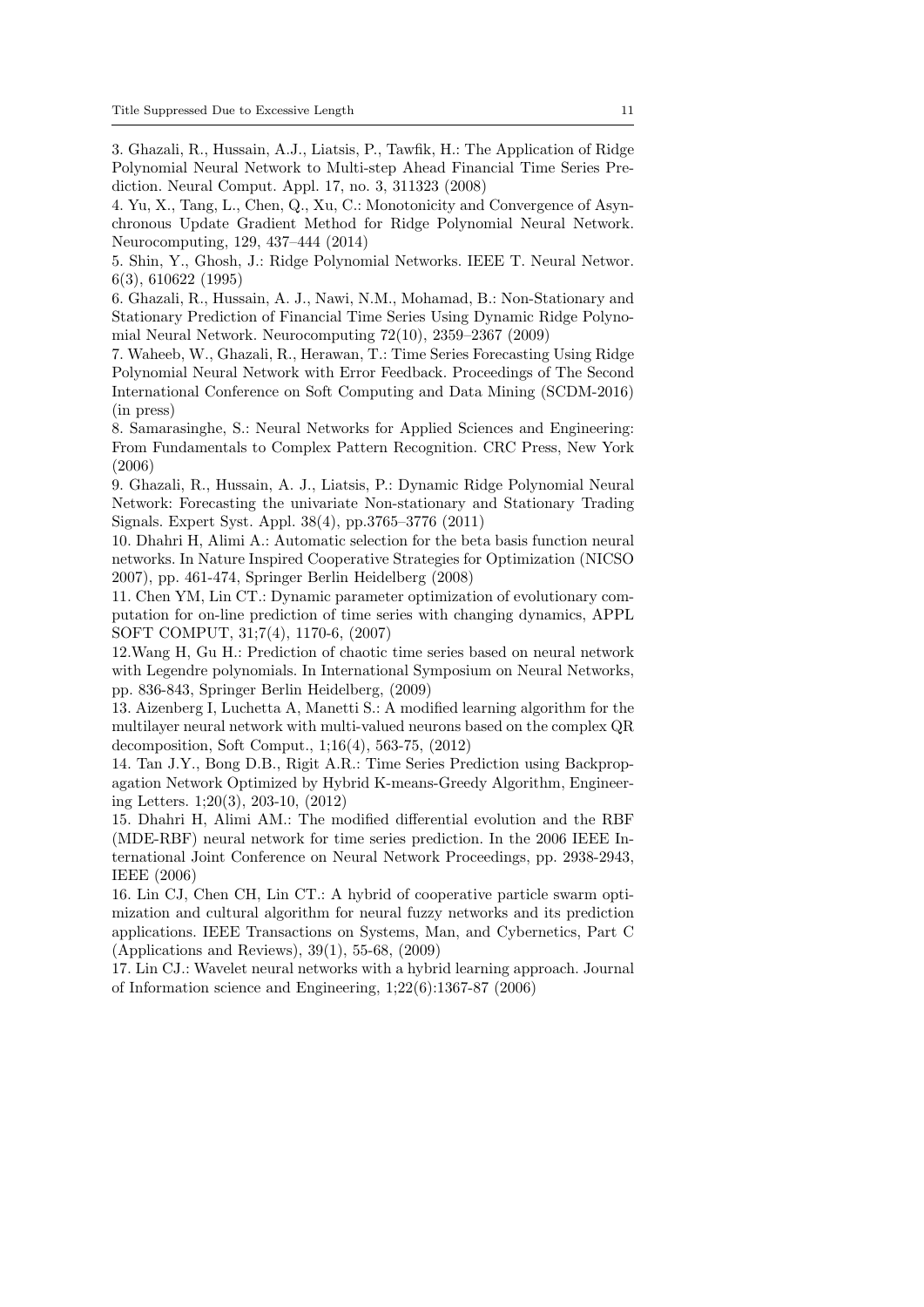3. Ghazali, R., Hussain, A.J., Liatsis, P., Tawfik, H.: The Application of Ridge Polynomial Neural Network to Multi-step Ahead Financial Time Series Prediction. Neural Comput. Appl. 17, no. 3, 311323 (2008)

4. Yu, X., Tang, L., Chen, Q., Xu, C.: Monotonicity and Convergence of Asynchronous Update Gradient Method for Ridge Polynomial Neural Network. Neurocomputing, 129, 437–444 (2014)

5. Shin, Y., Ghosh, J.: Ridge Polynomial Networks. IEEE T. Neural Networ. 6(3), 610622 (1995)

6. Ghazali, R., Hussain, A. J., Nawi, N.M., Mohamad, B.: Non-Stationary and Stationary Prediction of Financial Time Series Using Dynamic Ridge Polynomial Neural Network. Neurocomputing 72(10), 2359–2367 (2009)

7. Waheeb, W., Ghazali, R., Herawan, T.: Time Series Forecasting Using Ridge Polynomial Neural Network with Error Feedback. Proceedings of The Second International Conference on Soft Computing and Data Mining (SCDM-2016) (in press)

8. Samarasinghe, S.: Neural Networks for Applied Sciences and Engineering: From Fundamentals to Complex Pattern Recognition. CRC Press, New York (2006)

9. Ghazali, R., Hussain, A. J., Liatsis, P.: Dynamic Ridge Polynomial Neural Network: Forecasting the univariate Non-stationary and Stationary Trading Signals. Expert Syst. Appl. 38(4), pp.3765–3776 (2011)

10. Dhahri H, Alimi A.: Automatic selection for the beta basis function neural networks. In Nature Inspired Cooperative Strategies for Optimization (NICSO 2007), pp. 461-474, Springer Berlin Heidelberg (2008)

11. Chen YM, Lin CT.: Dynamic parameter optimization of evolutionary computation for on-line prediction of time series with changing dynamics, APPL SOFT COMPUT, 31;7(4), 1170-6, (2007)

12.Wang H, Gu H.: Prediction of chaotic time series based on neural network with Legendre polynomials. In International Symposium on Neural Networks, pp. 836-843, Springer Berlin Heidelberg, (2009)

13. Aizenberg I, Luchetta A, Manetti S.: A modified learning algorithm for the multilayer neural network with multi-valued neurons based on the complex QR decomposition, Soft Comput., 1;16(4), 563-75, (2012)

14. Tan J.Y., Bong D.B., Rigit A.R.: Time Series Prediction using Backpropagation Network Optimized by Hybrid K-means-Greedy Algorithm, Engineering Letters. 1;20(3), 203-10, (2012)

15. Dhahri H, Alimi AM.: The modified differential evolution and the RBF (MDE-RBF) neural network for time series prediction. In the 2006 IEEE International Joint Conference on Neural Network Proceedings, pp. 2938-2943, IEEE (2006)

16. Lin CJ, Chen CH, Lin CT.: A hybrid of cooperative particle swarm optimization and cultural algorithm for neural fuzzy networks and its prediction applications. IEEE Transactions on Systems, Man, and Cybernetics, Part C (Applications and Reviews), 39(1), 55-68, (2009)

17. Lin CJ.: Wavelet neural networks with a hybrid learning approach. Journal of Information science and Engineering, 1;22(6):1367-87 (2006)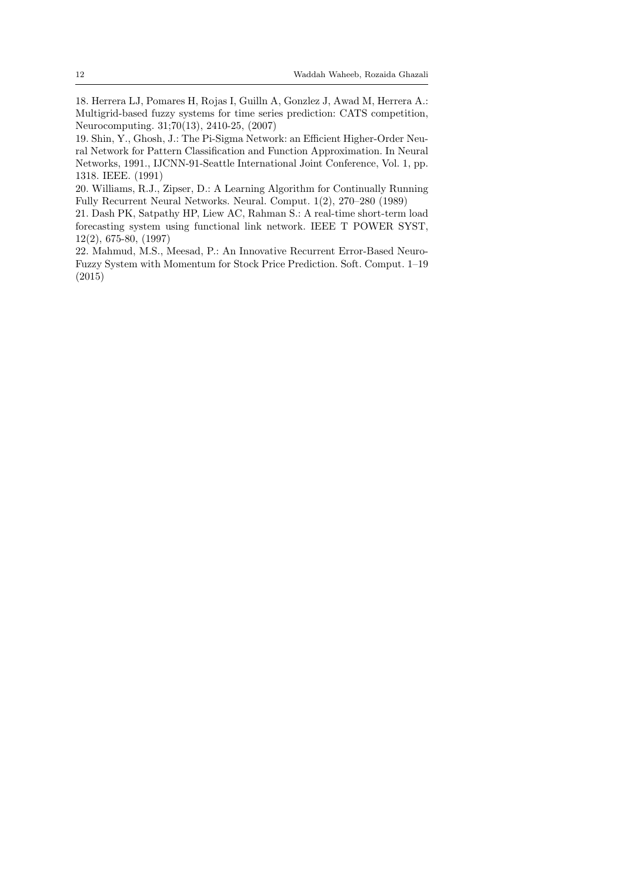18. Herrera LJ, Pomares H, Rojas I, Guilln A, Gonzlez J, Awad M, Herrera A.: Multigrid-based fuzzy systems for time series prediction: CATS competition, Neurocomputing. 31;70(13), 2410-25, (2007)

19. Shin, Y., Ghosh, J.: The Pi-Sigma Network: an Efficient Higher-Order Neural Network for Pattern Classification and Function Approximation. In Neural Networks, 1991., IJCNN-91-Seattle International Joint Conference, Vol. 1, pp. 1318. IEEE. (1991)

20. Williams, R.J., Zipser, D.: A Learning Algorithm for Continually Running Fully Recurrent Neural Networks. Neural. Comput. 1(2), 270–280 (1989)

21. Dash PK, Satpathy HP, Liew AC, Rahman S.: A real-time short-term load forecasting system using functional link network. IEEE T POWER SYST, 12(2), 675-80, (1997)

22. Mahmud, M.S., Meesad, P.: An Innovative Recurrent Error-Based Neuro-Fuzzy System with Momentum for Stock Price Prediction. Soft. Comput. 1–19 (2015)